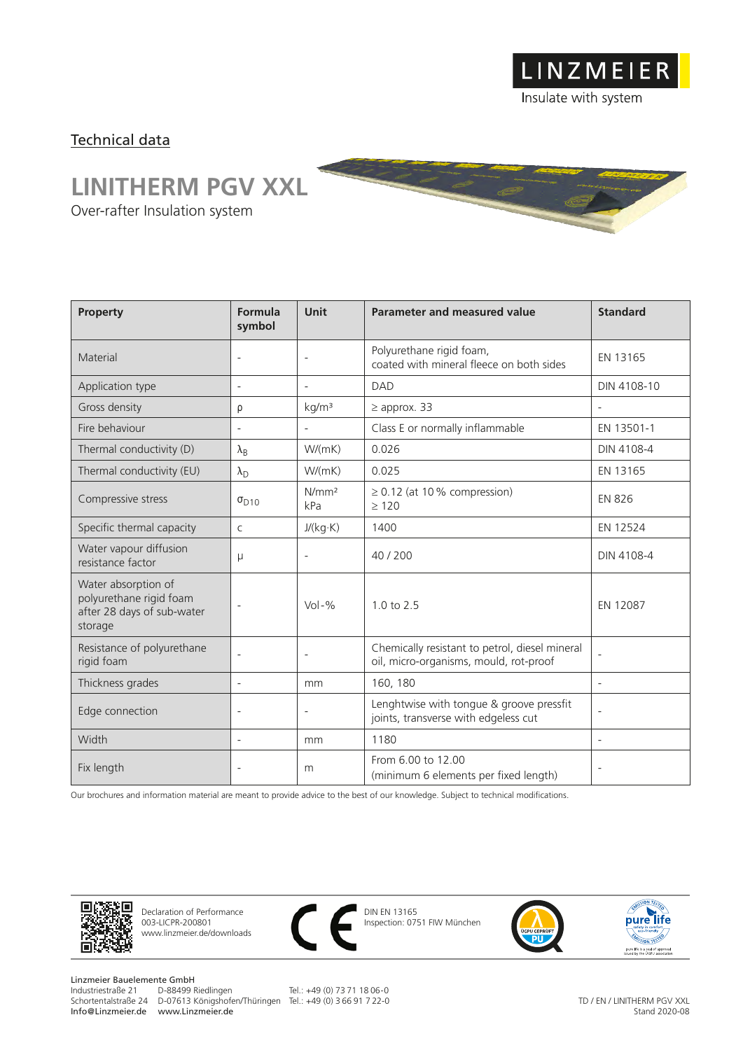LINZMEIER

Insulate with system

Technical data

# LINITHERM PGV XXL

Over-rafter Insulation system

| Property | Formula symbol | Unit | Parameter and measured value | Standard |
|---|---|---|---|---|
| Material | - | - | Polyurethane rigid foam, coated with mineral fleece on both sides | EN 13165 |
| Application type | - | - | DAD | DIN 4108-10 |
| Gross density | ρ | kg/m³ | ≥ approx. 33 | - |
| Fire behaviour | - | - | Class E or normally inflammable | EN 13501-1 |
| Thermal conductivity (D) | $\lambda_B$ | W/(mK) | 0.026 | DIN 4108-4 |
| Thermal conductivity (EU) | $\lambda_D$ | W/(mK) | 0.025 | EN 13165 |
| Compressive stress | $\sigma_{D10}$ | N/mm² kPa | ≥ 0.12 (at 10 % compression) ≥ 120 | EN 826 |
| Specific thermal capacity | c | J/(kg·K) | 1400 | EN 12524 |
| Water vapour diffusion resistance factor | μ | - | 40 / 200 | DIN 4108-4 |
| Water absorption of polyurethane rigid foam after 28 days of sub-water storage | - | Vol-% | 1.0 to 2.5 | EN 12087 |
| Resistance of polyurethane rigid foam | - | - | Chemically resistant to petrol, diesel mineral oil, micro-organisms, mould, rot-proof | - |
| Thickness grades | - | mm | 160, 180 | - |
| Edge connection | - | - | Lenghtwise with tongue & groove pressfit joints, transverse with edgeless cut | - |
| Width | - | mm | 1180 | - |
| Fix length | - | m | From 6.00 to 12.00 (minimum 6 elements per fixed length) | - |

Our brochures and information material are meant to provide advice to the best of our knowledge. Subject to technical modifications.

Declaration of Performance
003-LICPR-200801
www.linzmeier.de/downloads

DIN EN 13165
Inspection: 0751 FIW München

Linzmeier Bauelemente GmbH
Industriestraße 21 D-88499 Riedlingen Tel.: +49 (0) 73 71 18 06-0
Schortentalstraße 24 D-07613 Königshofen/Thüringen Tel.: +49 (0) 3 66 91 7 22-0
Info@Linzmeier.de www.Linzmeier.de

TD / EN / LINITHERM PGV XXL
Stand 2020-08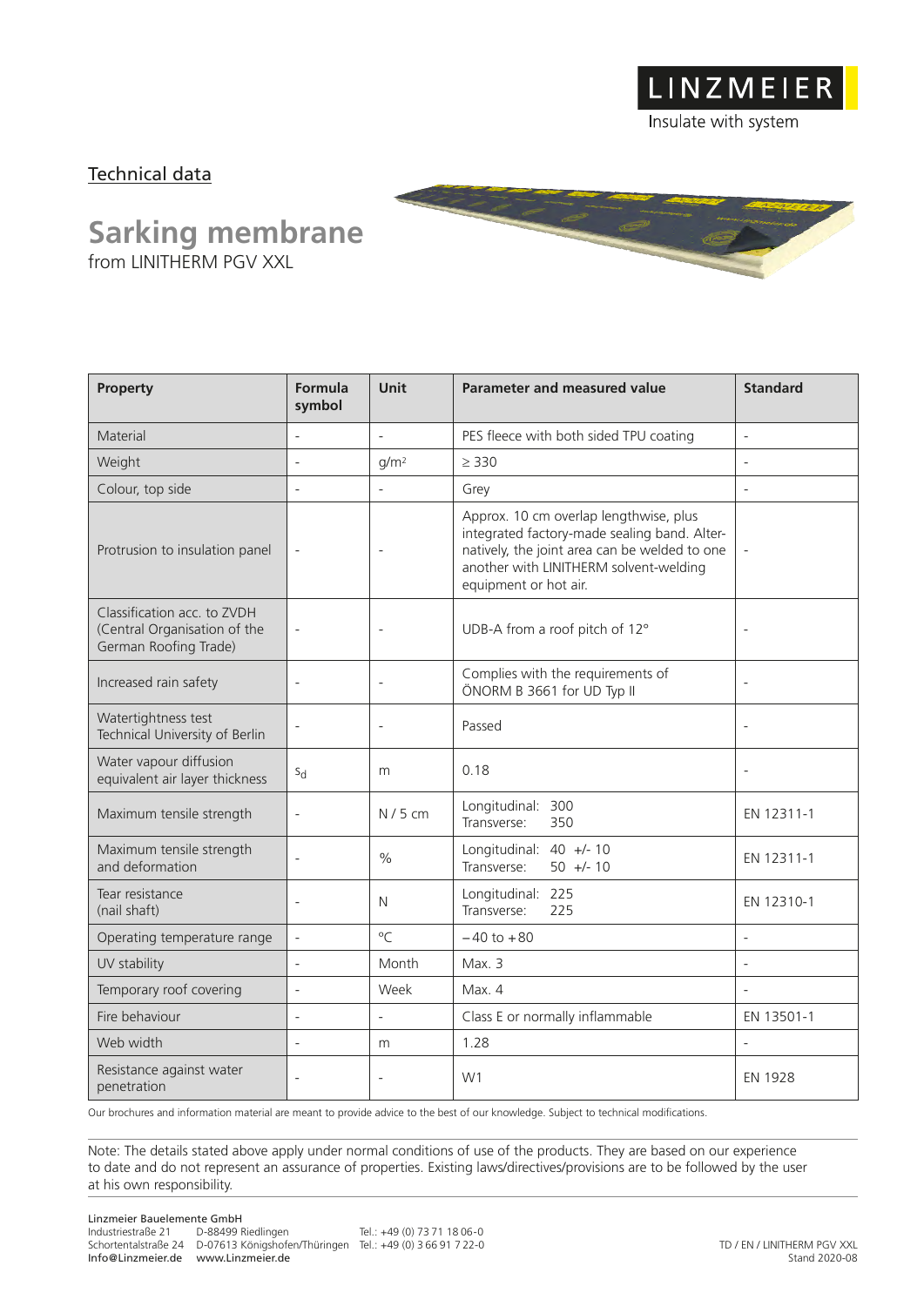LINZMEIER
Insulate with system

Technical data

# Sarking membrane

from LINITHERM PGV XXL

| Property | Formula symbol | Unit | Parameter and measured value | Standard |
|---|---|---|---|---|
| Material | - | - | PES fleece with both sided TPU coating | - |
| Weight | - | g/m² | ≥ 330 | - |
| Colour, top side | - | - | Grey | - |
| Protrusion to insulation panel | - | - | Approx. 10 cm overlap lengthwise, plus integrated factory-made sealing band. Alternatively, the joint area can be welded to one another with LINITHERM solvent-welding equipment or hot air. | - |
| Classification acc. to ZVDH (Central Organisation of the German Roofing Trade) | - | - | UDB-A from a roof pitch of 12° | - |
| Increased rain safety | - | - | Complies with the requirements of ÖNORM B 3661 for UD Typ II | - |
| Watertightness test Technical University of Berlin | - | - | Passed | - |
| Water vapour diffusion equivalent air layer thickness | $s_d$ | m | 0.18 | - |
| Maximum tensile strength | - | N / 5 cm | Longitudinal: 300<br>Transverse: 350 | EN 12311-1 |
| Maximum tensile strength and deformation | - | % | Longitudinal: 40 +/- 10<br>Transverse: 50 +/- 10 | EN 12311-1 |
| Tear resistance (nail shaft) | - | N | Longitudinal: 225<br>Transverse: 225 | EN 12310-1 |
| Operating temperature range | - | °C | −40 to +80 | - |
| UV stability | - | Month | Max. 3 | - |
| Temporary roof covering | - | Week | Max. 4 | - |
| Fire behaviour | - | - | Class E or normally inflammable | EN 13501-1 |
| Web width | - | m | 1.28 | - |
| Resistance against water penetration | - | - | W1 | EN 1928 |

Our brochures and information material are meant to provide advice to the best of our knowledge. Subject to technical modifications.

Note: The details stated above apply under normal conditions of use of the products. They are based on our experience to date and do not represent an assurance of properties. Existing laws/directives/provisions are to be followed by the user at his own responsibility.

Linzmeier Bauelemente GmbH
Industriestraße 21 D-88499 Riedlingen Tel.: +49 (0) 73 71 18 06-0
Schortentalstraße 24 D-07613 Königshofen/Thüringen Tel.: +49 (0) 3 66 91 7 22-0
Info@Linzmeier.de www.Linzmeier.de

TD / EN / LINITHERM PGV XXL
Stand 2020-08